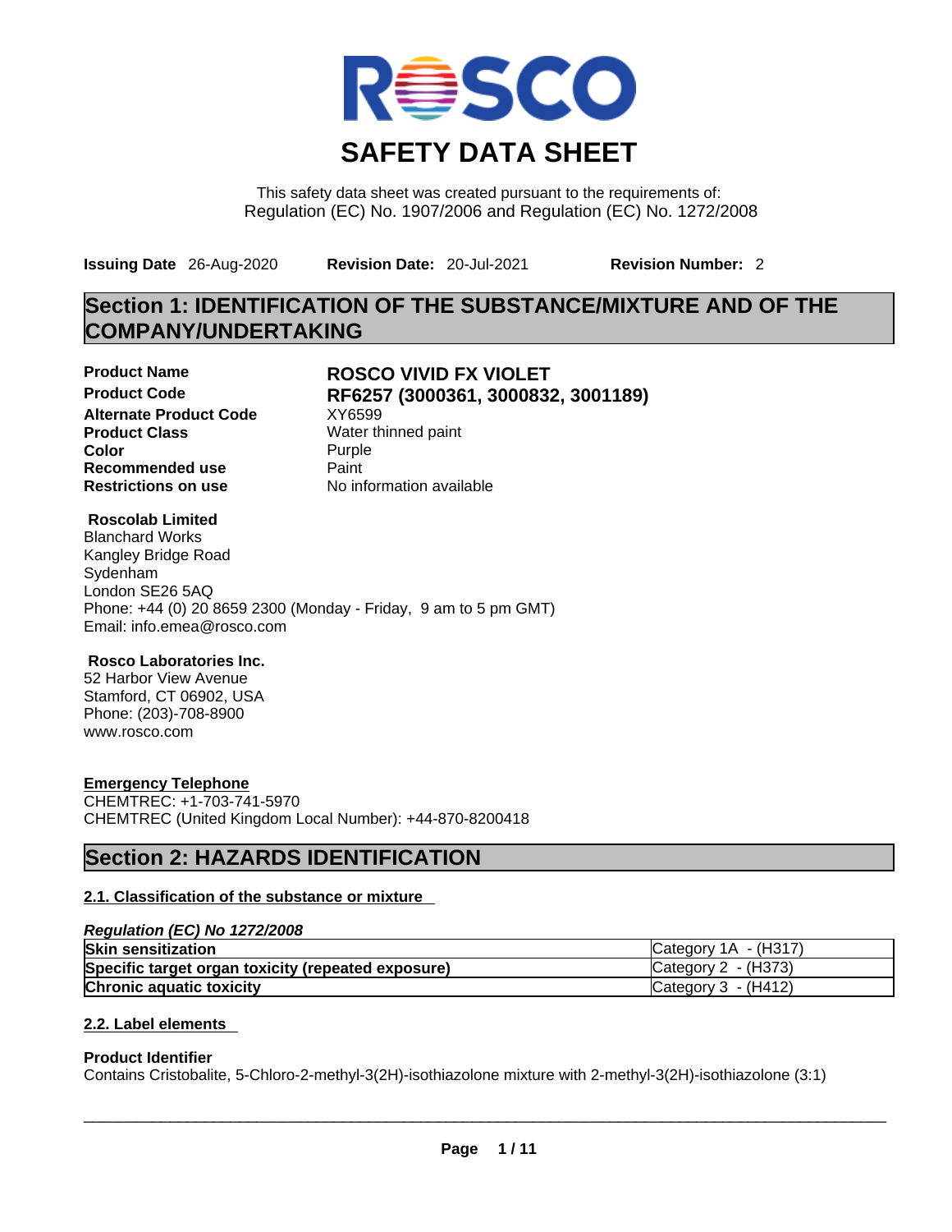# SAFETY DATA SHEET

This safety data sheet was created pursuant to the requirements of:
Regulation (EC) No. 1907/2006 and Regulation (EC) No. 1272/2008

**Issuing Date** 26-Aug-2020 **Revision Date:** 20-Jul-2021 **Revision Number:** 2

## Section 1: IDENTIFICATION OF THE SUBSTANCE/MIXTURE AND OF THE COMPANY/UNDERTAKING

| | |
|---|---|
| **Product Name** | **ROSCO VIVID FX VIOLET** |
| **Product Code** | **RF6257 (3000361, 3000832, 3001189)** |
| **Alternate Product Code** | XY6599 |
| **Product Class** | Water thinned paint |
| **Color** | Purple |
| **Recommended use** | Paint |
| **Restrictions on use** | No information available |

**Roscolab Limited**
Blanchard Works
Kangley Bridge Road
Sydenham
London SE26 5AQ
Phone: +44 (0) 20 8659 2300 (Monday - Friday, 9 am to 5 pm GMT)
Email: info.emea@rosco.com

**Rosco Laboratories Inc.**
52 Harbor View Avenue
Stamford, CT 06902, USA
Phone: (203)-708-8900
www.rosco.com

**Emergency Telephone**
CHEMTREC: +1-703-741-5970
CHEMTREC (United Kingdom Local Number): +44-870-8200418

## Section 2: HAZARDS IDENTIFICATION

### 2.1. Classification of the substance or mixture

*Regulation (EC) No 1272/2008*

| | |
|---|---|
| **Skin sensitization** | Category 1A - (H317) |
| **Specific target organ toxicity (repeated exposure)** | Category 2 - (H373) |
| **Chronic aquatic toxicity** | Category 3 - (H412) |

### 2.2. Label elements

**Product Identifier**
Contains Cristobalite, 5-Chloro-2-methyl-3(2H)-isothiazolone mixture with 2-methyl-3(2H)-isothiazolone (3:1)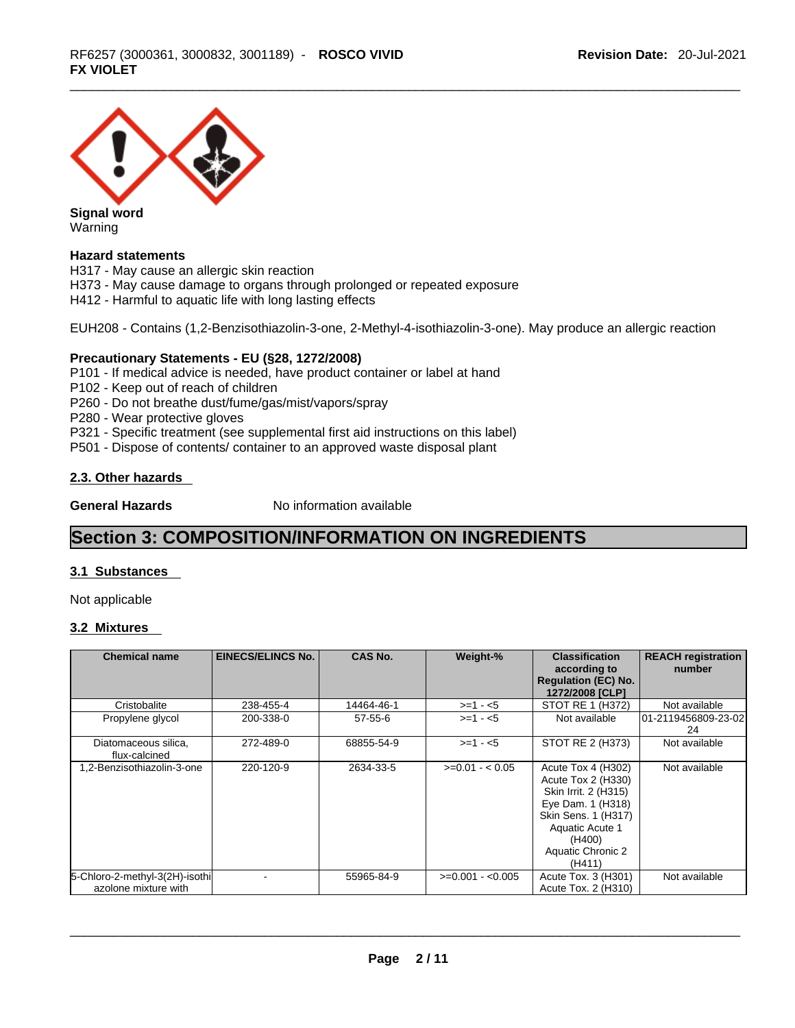**Signal word**
Warning

**Hazard statements**
H317 - May cause an allergic skin reaction
H373 - May cause damage to organs through prolonged or repeated exposure
H412 - Harmful to aquatic life with long lasting effects

EUH208 - Contains (1,2-Benzisothiazolin-3-one, 2-Methyl-4-isothiazolin-3-one). May produce an allergic reaction

**Precautionary Statements - EU (§28, 1272/2008)**
P101 - If medical advice is needed, have product container or label at hand
P102 - Keep out of reach of children
P260 - Do not breathe dust/fume/gas/mist/vapors/spray
P280 - Wear protective gloves
P321 - Specific treatment (see supplemental first aid instructions on this label)
P501 - Dispose of contents/ container to an approved waste disposal plant

### 2.3. Other hazards

**General Hazards** No information available

## Section 3: COMPOSITION/INFORMATION ON INGREDIENTS

### 3.1 Substances

Not applicable

### 3.2 Mixtures

| Chemical name | EINECS/ELINCS No. | CAS No. | Weight-% | Classification according to Regulation (EC) No. 1272/2008 [CLP] | REACH registration number |
|---|---|---|---|---|---|
| Cristobalite | 238-455-4 | 14464-46-1 | >=1 - <5 | STOT RE 1 (H372) | Not available |
| Propylene glycol | 200-338-0 | 57-55-6 | >=1 - <5 | Not available | 01-2119456809-23-0224 |
| Diatomaceous silica, flux-calcined | 272-489-0 | 68855-54-9 | >=1 - <5 | STOT RE 2 (H373) | Not available |
| 1,2-Benzisothiazolin-3-one | 220-120-9 | 2634-33-5 | >=0.01 - < 0.05 | Acute Tox 4 (H302) Acute Tox 2 (H330) Skin Irrit. 2 (H315) Eye Dam. 1 (H318) Skin Sens. 1 (H317) Aquatic Acute 1 (H400) Aquatic Chronic 2 (H411) | Not available |
| 5-Chloro-2-methyl-3(2H)-isothiazolone mixture with | - | 55965-84-9 | >=0.001 - <0.005 | Acute Tox. 3 (H301) Acute Tox. 2 (H310) | Not available |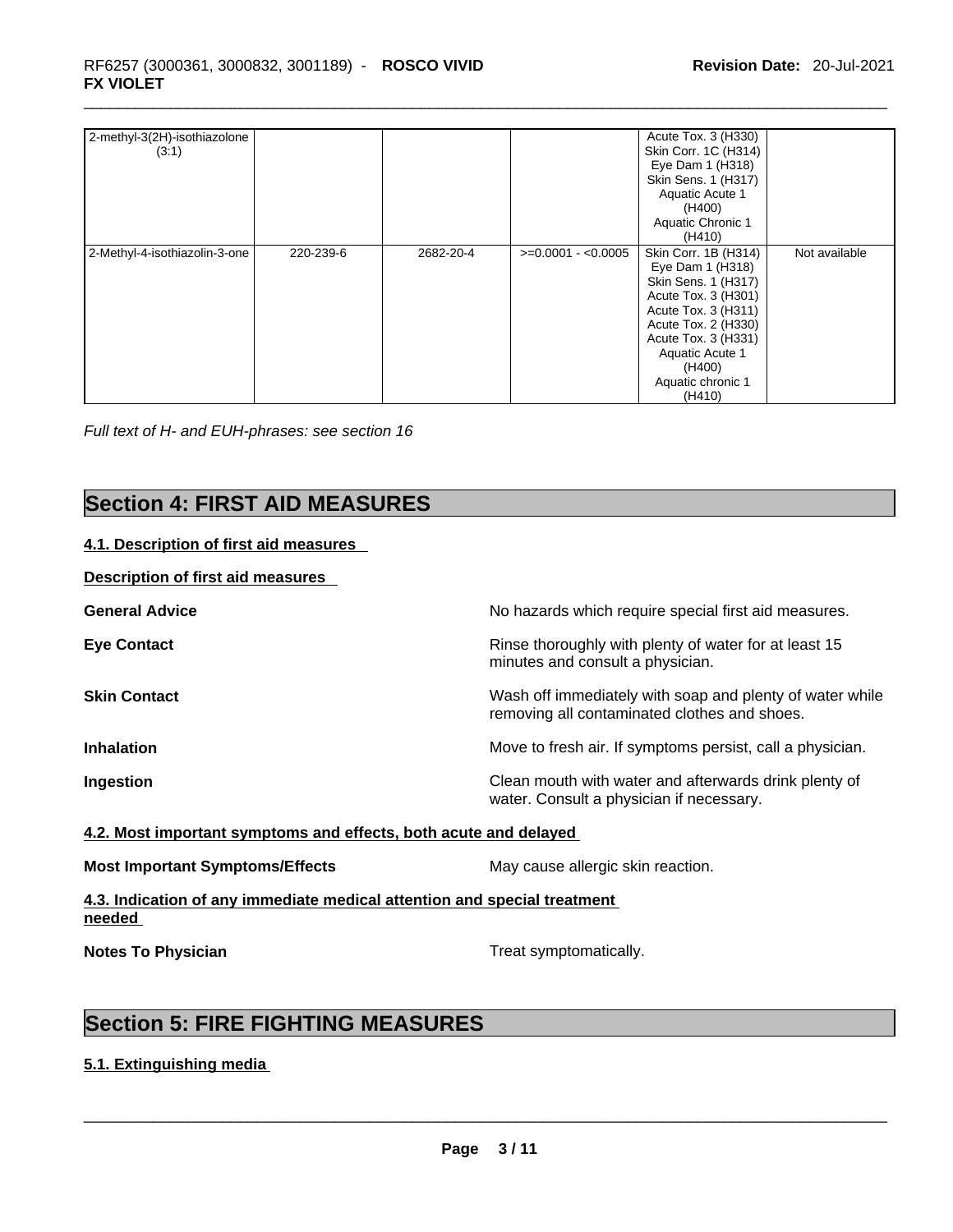| | | | | | |
|---|---|---|---|---|---|
| 2-methyl-3(2H)-isothiazolone (3:1) | | | | Acute Tox. 3 (H330) Skin Corr. 1C (H314) Eye Dam 1 (H318) Skin Sens. 1 (H317) Aquatic Acute 1 (H400) Aquatic Chronic 1 (H410) | |
| 2-Methyl-4-isothiazolin-3-one | 220-239-6 | 2682-20-4 | >=0.0001 - <0.0005 | Skin Corr. 1B (H314) Eye Dam 1 (H318) Skin Sens. 1 (H317) Acute Tox. 3 (H301) Acute Tox. 3 (H311) Acute Tox. 2 (H330) Acute Tox. 3 (H331) Aquatic Acute 1 (H400) Aquatic chronic 1 (H410) | Not available |

*Full text of H- and EUH-phrases: see section 16*

# Section 4: FIRST AID MEASURES

**4.1. Description of first aid measures**

**Description of first aid measures**

**General Advice** No hazards which require special first aid measures.

**Eye Contact** Rinse thoroughly with plenty of water for at least 15 minutes and consult a physician.

**Skin Contact** Wash off immediately with soap and plenty of water while removing all contaminated clothes and shoes.

**Inhalation** Move to fresh air. If symptoms persist, call a physician.

**Ingestion** Clean mouth with water and afterwards drink plenty of water. Consult a physician if necessary.

**4.2. Most important symptoms and effects, both acute and delayed**

**Most Important Symptoms/Effects** May cause allergic skin reaction.

**4.3. Indication of any immediate medical attention and special treatment needed**

**Notes To Physician** Treat symptomatically.

# Section 5: FIRE FIGHTING MEASURES

**5.1. Extinguishing media**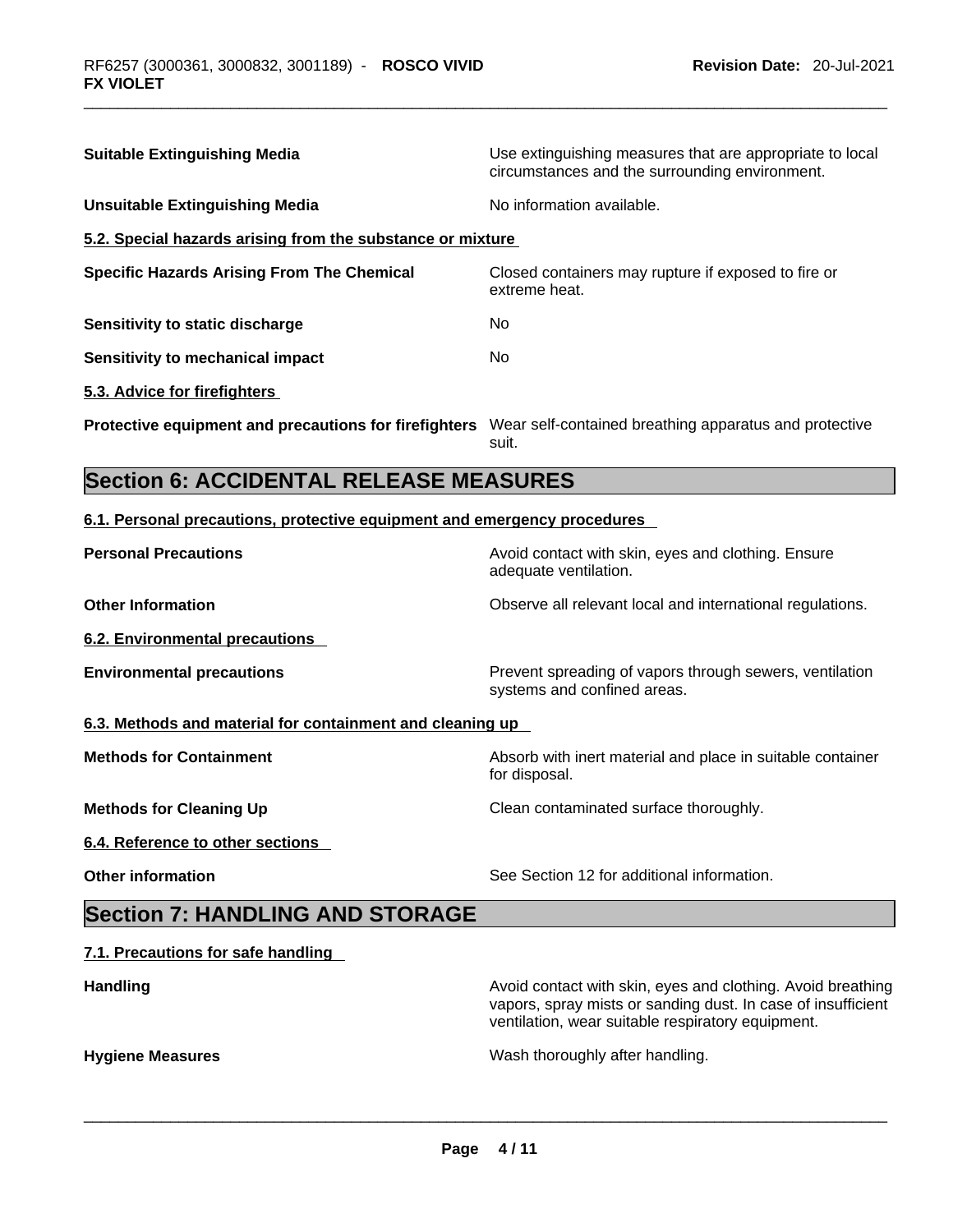| | |
|---|---|
| **Suitable Extinguishing Media** | Use extinguishing measures that are appropriate to local circumstances and the surrounding environment. |
| **Unsuitable Extinguishing Media** | No information available. |

**5.2. Special hazards arising from the substance or mixture**

| | |
|---|---|
| **Specific Hazards Arising From The Chemical** | Closed containers may rupture if exposed to fire or extreme heat. |
| **Sensitivity to static discharge** | No |
| **Sensitivity to mechanical impact** | No |

**5.3. Advice for firefighters**

| | |
|---|---|
| **Protective equipment and precautions for firefighters** | Wear self-contained breathing apparatus and protective suit. |

## Section 6: ACCIDENTAL RELEASE MEASURES

**6.1. Personal precautions, protective equipment and emergency procedures**

| | |
|---|---|
| **Personal Precautions** | Avoid contact with skin, eyes and clothing. Ensure adequate ventilation. |
| **Other Information** | Observe all relevant local and international regulations. |

**6.2. Environmental precautions**

| | |
|---|---|
| **Environmental precautions** | Prevent spreading of vapors through sewers, ventilation systems and confined areas. |

**6.3. Methods and material for containment and cleaning up**

| | |
|---|---|
| **Methods for Containment** | Absorb with inert material and place in suitable container for disposal. |
| **Methods for Cleaning Up** | Clean contaminated surface thoroughly. |

**6.4. Reference to other sections**

| | |
|---|---|
| **Other information** | See Section 12 for additional information. |

## Section 7: HANDLING AND STORAGE

**7.1. Precautions for safe handling**

| | |
|---|---|
| **Handling** | Avoid contact with skin, eyes and clothing. Avoid breathing vapors, spray mists or sanding dust. In case of insufficient ventilation, wear suitable respiratory equipment. |
| **Hygiene Measures** | Wash thoroughly after handling. |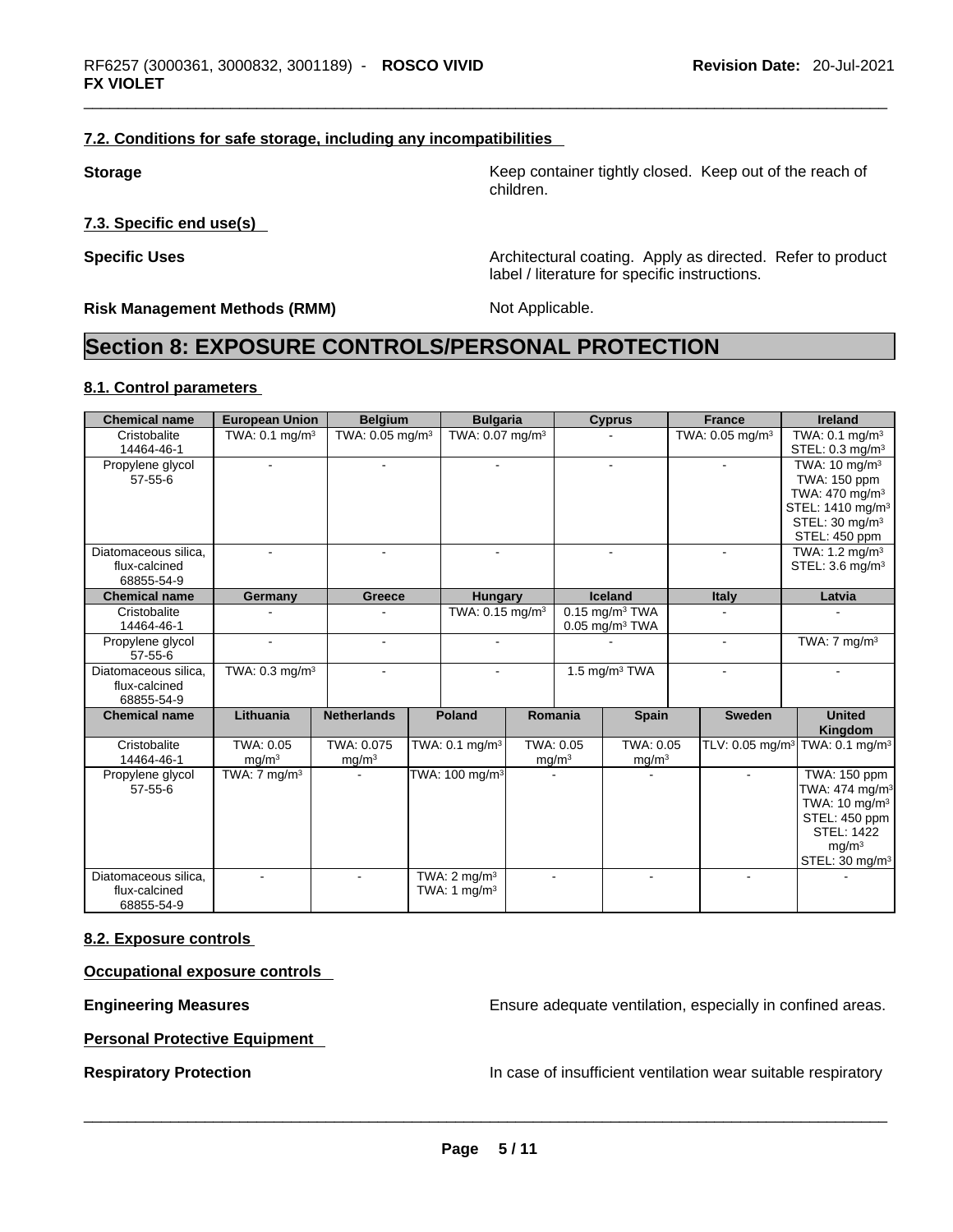### 7.2. Conditions for safe storage, including any incompatibilities

**Storage** Keep container tightly closed. Keep out of the reach of children.

### 7.3. Specific end use(s)

**Specific Uses** Architectural coating. Apply as directed. Refer to product label / literature for specific instructions.

**Risk Management Methods (RMM)** Not Applicable.

# Section 8: EXPOSURE CONTROLS/PERSONAL PROTECTION

### 8.1. Control parameters

| Chemical name | European Union | Belgium | Bulgaria | Cyprus | France | Ireland |
|---|---|---|---|---|---|---|
| Cristobalite 14464-46-1 | TWA: 0.1 mg/m³ | TWA: 0.05 mg/m³ | TWA: 0.07 mg/m³ | - | TWA: 0.05 mg/m³ | TWA: 0.1 mg/m³ STEL: 0.3 mg/m³ |
| Propylene glycol 57-55-6 | - | - | - | - | - | TWA: 10 mg/m³ TWA: 150 ppm TWA: 470 mg/m³ STEL: 1410 mg/m³ STEL: 30 mg/m³ STEL: 450 ppm |
| Diatomaceous silica, flux-calcined 68855-54-9 | - | - | - | - | - | TWA: 1.2 mg/m³ STEL: 3.6 mg/m³ |

| Chemical name | Germany | Greece | Hungary | Iceland | Italy | Latvia |
|---|---|---|---|---|---|---|
| Cristobalite 14464-46-1 | - | - | TWA: 0.15 mg/m³ | 0.15 mg/m³ TWA 0.05 mg/m³ TWA | - | - |
| Propylene glycol 57-55-6 | - | - | - | - | - | TWA: 7 mg/m³ |
| Diatomaceous silica, flux-calcined 68855-54-9 | TWA: 0.3 mg/m³ | - | - | 1.5 mg/m³ TWA | - | - |

| Chemical name | Lithuania | Netherlands | Poland | Romania | Spain | Sweden | United Kingdom |
|---|---|---|---|---|---|---|---|
| Cristobalite 14464-46-1 | TWA: 0.05 mg/m³ | TWA: 0.075 mg/m³ | TWA: 0.1 mg/m³ | TWA: 0.05 mg/m³ | TWA: 0.05 mg/m³ | TLV: 0.05 mg/m³ | TWA: 0.1 mg/m³ |
| Propylene glycol 57-55-6 | TWA: 7 mg/m³ | - | TWA: 100 mg/m³ | - | - | - | TWA: 150 ppm TWA: 474 mg/m³ TWA: 10 mg/m³ STEL: 450 ppm STEL: 1422 mg/m³ STEL: 30 mg/m³ |
| Diatomaceous silica, flux-calcined 68855-54-9 | - | - | TWA: 2 mg/m³ TWA: 1 mg/m³ | - | - | - | - |

### 8.2. Exposure controls

**Occupational exposure controls**

**Engineering Measures** Ensure adequate ventilation, especially in confined areas.

**Personal Protective Equipment**

**Respiratory Protection** In case of insufficient ventilation wear suitable respiratory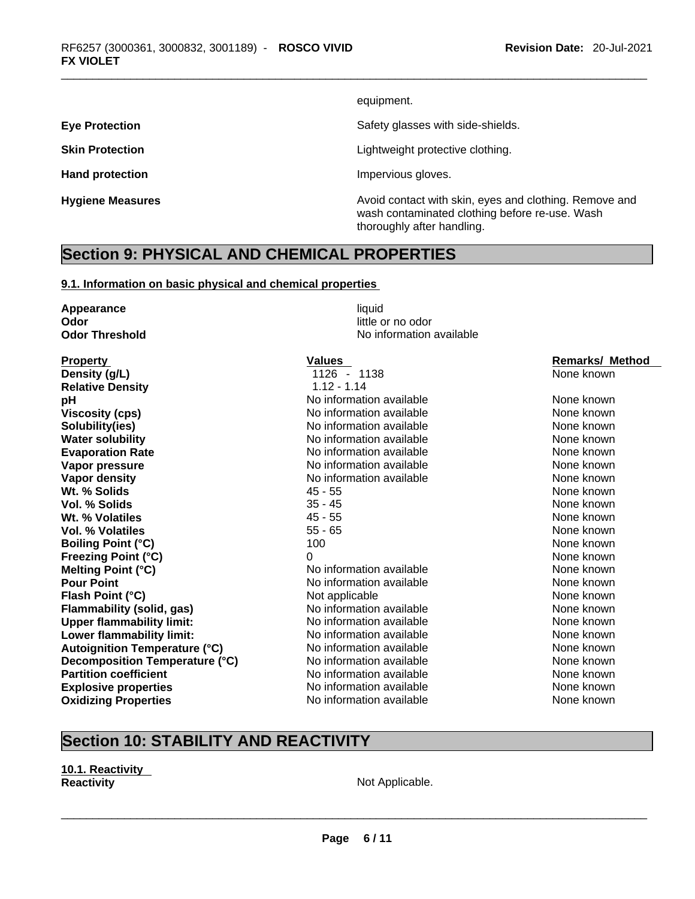| | |
|---|---|
| | equipment. |
| **Eye Protection** | Safety glasses with side-shields. |
| **Skin Protection** | Lightweight protective clothing. |
| **Hand protection** | Impervious gloves. |
| **Hygiene Measures** | Avoid contact with skin, eyes and clothing. Remove and wash contaminated clothing before re-use. Wash thoroughly after handling. |

## Section 9: PHYSICAL AND CHEMICAL PROPERTIES

### 9.1. Information on basic physical and chemical properties

| | |
|---|---|
| **Appearance** | liquid |
| **Odor** | little or no odor |
| **Odor Threshold** | No information available |

| Property | Values | Remarks/ Method |
|---|---|---|
| **Density (g/L)** | 1126 - 1138 | None known |
| **Relative Density** | 1.12 - 1.14 | |
| **pH** | No information available | None known |
| **Viscosity (cps)** | No information available | None known |
| **Solubility(ies)** | No information available | None known |
| **Water solubility** | No information available | None known |
| **Evaporation Rate** | No information available | None known |
| **Vapor pressure** | No information available | None known |
| **Vapor density** | No information available | None known |
| **Wt. % Solids** | 45 - 55 | None known |
| **Vol. % Solids** | 35 - 45 | None known |
| **Wt. % Volatiles** | 45 - 55 | None known |
| **Vol. % Volatiles** | 55 - 65 | None known |
| **Boiling Point (°C)** | 100 | None known |
| **Freezing Point (°C)** | 0 | None known |
| **Melting Point (°C)** | No information available | None known |
| **Pour Point** | No information available | None known |
| **Flash Point (°C)** | Not applicable | None known |
| **Flammability (solid, gas)** | No information available | None known |
| **Upper flammability limit:** | No information available | None known |
| **Lower flammability limit:** | No information available | None known |
| **Autoignition Temperature (°C)** | No information available | None known |
| **Decomposition Temperature (°C)** | No information available | None known |
| **Partition coefficient** | No information available | None known |
| **Explosive properties** | No information available | None known |
| **Oxidizing Properties** | No information available | None known |

## Section 10: STABILITY AND REACTIVITY

### 10.1. Reactivity

| | |
|---|---|
| **Reactivity** | Not Applicable. |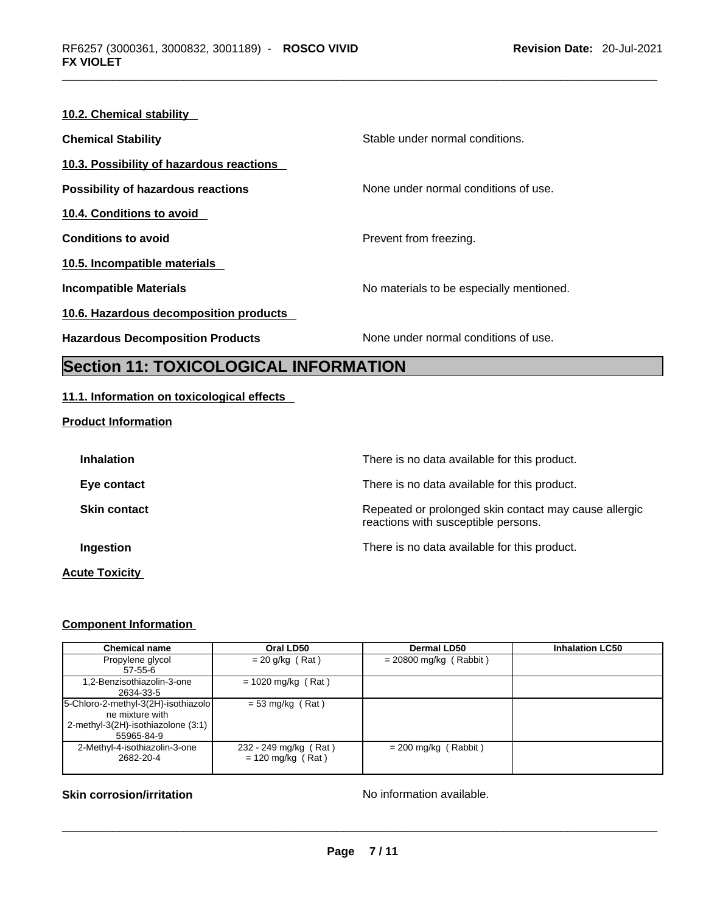**10.2. Chemical stability**

**Chemical Stability** Stable under normal conditions.

**10.3. Possibility of hazardous reactions**

**Possibility of hazardous reactions** None under normal conditions of use.

**10.4. Conditions to avoid**

**Conditions to avoid** Prevent from freezing.

**10.5. Incompatible materials**

**Incompatible Materials** No materials to be especially mentioned.

**10.6. Hazardous decomposition products**

**Hazardous Decomposition Products** None under normal conditions of use.

# Section 11: TOXICOLOGICAL INFORMATION

**11.1. Information on toxicological effects**

**Product Information**

**Inhalation** There is no data available for this product.

**Eye contact** There is no data available for this product.

**Skin contact** Repeated or prolonged skin contact may cause allergic reactions with susceptible persons.

**Ingestion** There is no data available for this product.

**Acute Toxicity**

**Component Information**

| Chemical name | Oral LD50 | Dermal LD50 | Inhalation LC50 |
|---|---|---|---|
| Propylene glycol 57-55-6 | = 20 g/kg ( Rat ) | = 20800 mg/kg ( Rabbit ) | |
| 1,2-Benzisothiazolin-3-one 2634-33-5 | = 1020 mg/kg ( Rat ) | | |
| 5-Chloro-2-methyl-3(2H)-isothiazolone mixture with 2-methyl-3(2H)-isothiazolone (3:1) 55965-84-9 | = 53 mg/kg ( Rat ) | | |
| 2-Methyl-4-isothiazolin-3-one 2682-20-4 | 232 - 249 mg/kg ( Rat ) = 120 mg/kg ( Rat ) | = 200 mg/kg ( Rabbit ) | |

**Skin corrosion/irritation** No information available.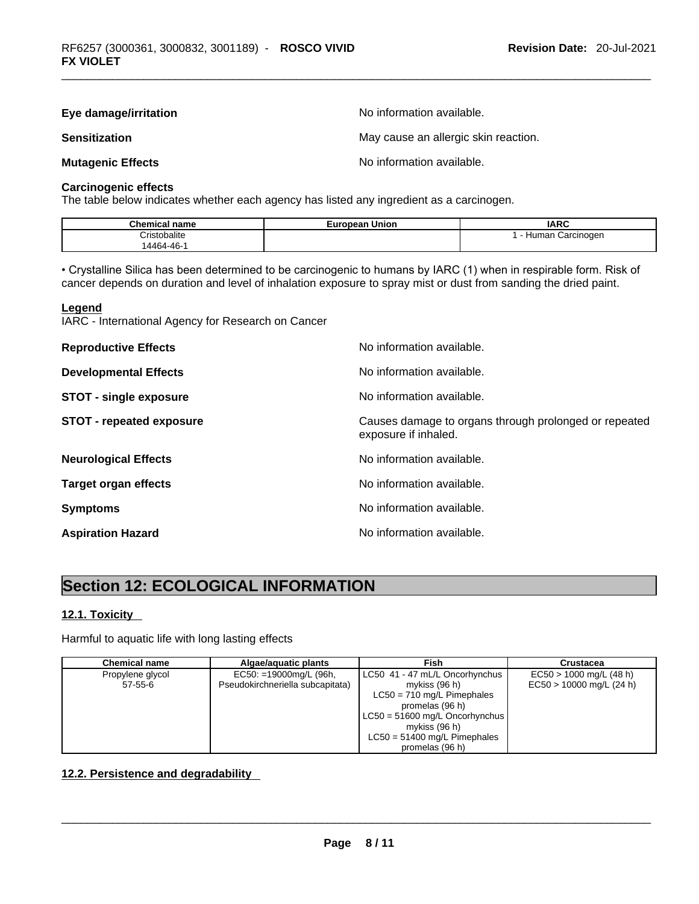**Eye damage/irritation** No information available.

**Sensitization** May cause an allergic skin reaction.

**Mutagenic Effects** No information available.

**Carcinogenic effects**
The table below indicates whether each agency has listed any ingredient as a carcinogen.

| Chemical name | European Union | IARC |
|---|---|---|
| Cristobalite<br>14464-46-1 | | 1 - Human Carcinogen |

• Crystalline Silica has been determined to be carcinogenic to humans by IARC (1) when in respirable form. Risk of cancer depends on duration and level of inhalation exposure to spray mist or dust from sanding the dried paint.

**Legend**
IARC - International Agency for Research on Cancer

**Reproductive Effects** No information available.

**Developmental Effects** No information available.

**STOT - single exposure** No information available.

**STOT - repeated exposure** Causes damage to organs through prolonged or repeated exposure if inhaled.

**Neurological Effects** No information available.

**Target organ effects** No information available.

**Symptoms** No information available.

**Aspiration Hazard** No information available.

## Section 12: ECOLOGICAL INFORMATION

### 12.1. Toxicity

Harmful to aquatic life with long lasting effects

| Chemical name | Algae/aquatic plants | Fish | Crustacea |
|---|---|---|---|
| Propylene glycol<br>57-55-6 | EC50: =19000mg/L (96h, Pseudokirchneriella subcapitata) | LC50 41 - 47 mL/L Oncorhynchus mykiss (96 h)<br>LC50 = 710 mg/L Pimephales promelas (96 h)<br>LC50 = 51600 mg/L Oncorhynchus mykiss (96 h)<br>LC50 = 51400 mg/L Pimephales promelas (96 h) | EC50 > 1000 mg/L (48 h)<br>EC50 > 10000 mg/L (24 h) |

### 12.2. Persistence and degradability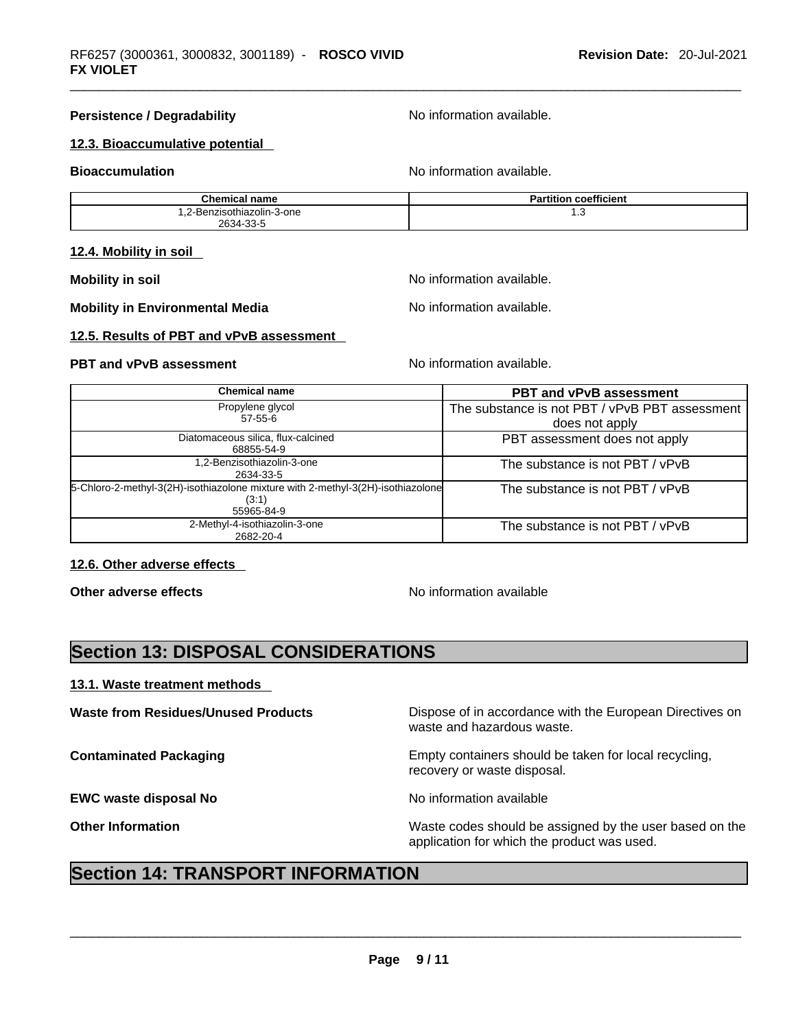**Persistence / Degradability** No information available.

### 12.3. Bioaccumulative potential

**Bioaccumulation** No information available.

| Chemical name | Partition coefficient |
| --- | --- |
| 1,2-Benzisothiazolin-3-one 2634-33-5 | 1.3 |

### 12.4. Mobility in soil

**Mobility in soil** No information available.

**Mobility in Environmental Media** No information available.

### 12.5. Results of PBT and vPvB assessment

**PBT and vPvB assessment** No information available.

| Chemical name | PBT and vPvB assessment |
| --- | --- |
| Propylene glycol 57-55-6 | The substance is not PBT / vPvB PBT assessment does not apply |
| Diatomaceous silica, flux-calcined 68855-54-9 | PBT assessment does not apply |
| 1,2-Benzisothiazolin-3-one 2634-33-5 | The substance is not PBT / vPvB |
| 5-Chloro-2-methyl-3(2H)-isothiazolone mixture with 2-methyl-3(2H)-isothiazolone (3:1) 55965-84-9 | The substance is not PBT / vPvB |
| 2-Methyl-4-isothiazolin-3-one 2682-20-4 | The substance is not PBT / vPvB |

### 12.6. Other adverse effects

**Other adverse effects** No information available

## Section 13: DISPOSAL CONSIDERATIONS

### 13.1. Waste treatment methods

**Waste from Residues/Unused Products** Dispose of in accordance with the European Directives on waste and hazardous waste.

**Contaminated Packaging** Empty containers should be taken for local recycling, recovery or waste disposal.

**EWC waste disposal No** No information available

**Other Information** Waste codes should be assigned by the user based on the application for which the product was used.

## Section 14: TRANSPORT INFORMATION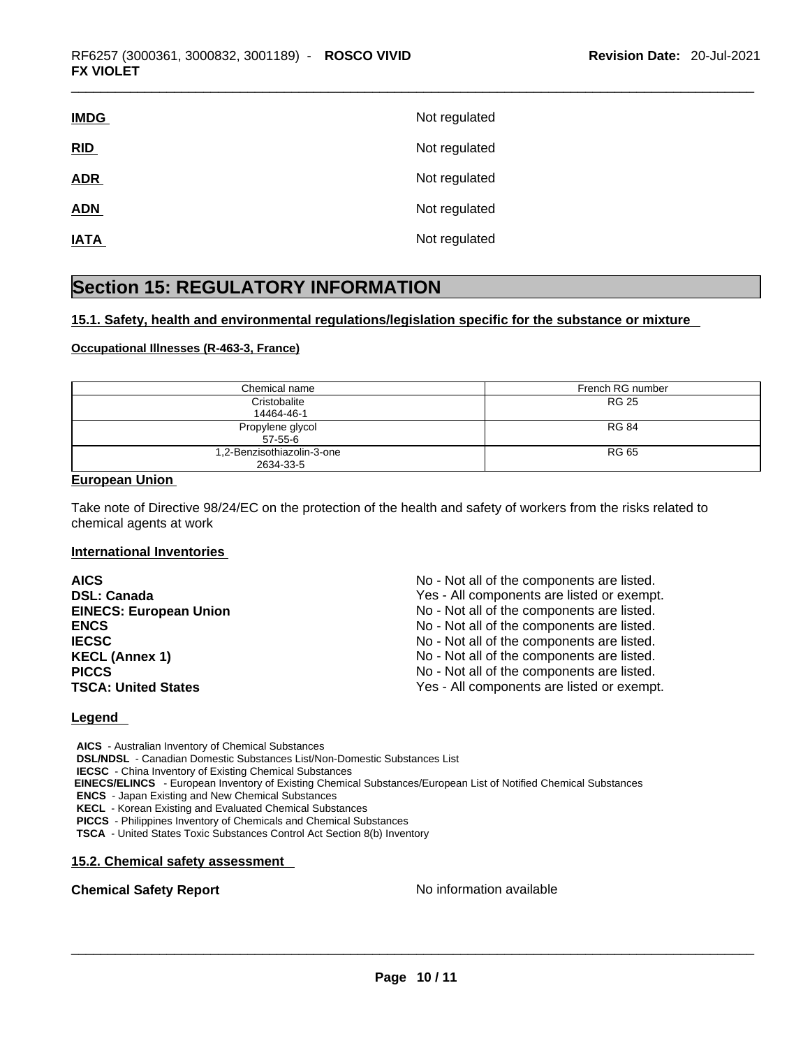**IMDG** Not regulated

**RID** Not regulated

**ADR** Not regulated

**ADN** Not regulated

**IATA** Not regulated

## Section 15: REGULATORY INFORMATION

### 15.1. Safety, health and environmental regulations/legislation specific for the substance or mixture

**Occupational Illnesses (R-463-3, France)**

| Chemical name | French RG number |
| --- | --- |
| Cristobalite<br>14464-46-1 | RG 25 |
| Propylene glycol<br>57-55-6 | RG 84 |
| 1,2-Benzisothiazolin-3-one<br>2634-33-5 | RG 65 |

**European Union**

Take note of Directive 98/24/EC on the protection of the health and safety of workers from the risks related to chemical agents at work

**International Inventories**

| | |
| --- | --- |
| **AICS** | No - Not all of the components are listed. |
| **DSL: Canada** | Yes - All components are listed or exempt. |
| **EINECS: European Union** | No - Not all of the components are listed. |
| **ENCS** | No - Not all of the components are listed. |
| **IECSC** | No - Not all of the components are listed. |
| **KECL (Annex 1)** | No - Not all of the components are listed. |
| **PICCS** | No - Not all of the components are listed. |
| **TSCA: United States** | Yes - All components are listed or exempt. |

**Legend**

**AICS** - Australian Inventory of Chemical Substances
**DSL/NDSL** - Canadian Domestic Substances List/Non-Domestic Substances List
**IECSC** - China Inventory of Existing Chemical Substances
**EINECS/ELINCS** - European Inventory of Existing Chemical Substances/European List of Notified Chemical Substances
**ENCS** - Japan Existing and New Chemical Substances
**KECL** - Korean Existing and Evaluated Chemical Substances
**PICCS** - Philippines Inventory of Chemicals and Chemical Substances
**TSCA** - United States Toxic Substances Control Act Section 8(b) Inventory

### 15.2. Chemical safety assessment

**Chemical Safety Report** No information available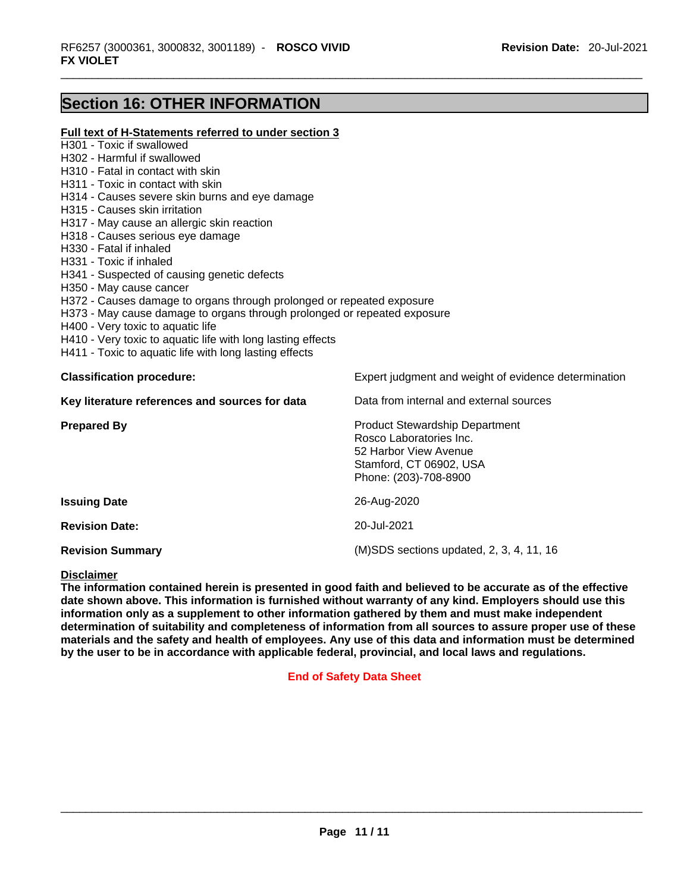## Section 16: OTHER INFORMATION

**Full text of H-Statements referred to under section 3**

H301 - Toxic if swallowed
H302 - Harmful if swallowed
H310 - Fatal in contact with skin
H311 - Toxic in contact with skin
H314 - Causes severe skin burns and eye damage
H315 - Causes skin irritation
H317 - May cause an allergic skin reaction
H318 - Causes serious eye damage
H330 - Fatal if inhaled
H331 - Toxic if inhaled
H341 - Suspected of causing genetic defects
H350 - May cause cancer
H372 - Causes damage to organs through prolonged or repeated exposure
H373 - May cause damage to organs through prolonged or repeated exposure
H400 - Very toxic to aquatic life
H410 - Very toxic to aquatic life with long lasting effects
H411 - Toxic to aquatic life with long lasting effects

| | |
|---|---|
| **Classification procedure:** | Expert judgment and weight of evidence determination |
| **Key literature references and sources for data** | Data from internal and external sources |
| **Prepared By** | Product Stewardship Department<br>Rosco Laboratories Inc.<br>52 Harbor View Avenue<br>Stamford, CT 06902, USA<br>Phone: (203)-708-8900 |
| **Issuing Date** | 26-Aug-2020 |
| **Revision Date:** | 20-Jul-2021 |
| **Revision Summary** | (M)SDS sections updated, 2, 3, 4, 11, 16 |

**Disclaimer**

**The information contained herein is presented in good faith and believed to be accurate as of the effective date shown above. This information is furnished without warranty of any kind. Employers should use this information only as a supplement to other information gathered by them and must make independent determination of suitability and completeness of information from all sources to assure proper use of these materials and the safety and health of employees. Any use of this data and information must be determined by the user to be in accordance with applicable federal, provincial, and local laws and regulations.**

**End of Safety Data Sheet**